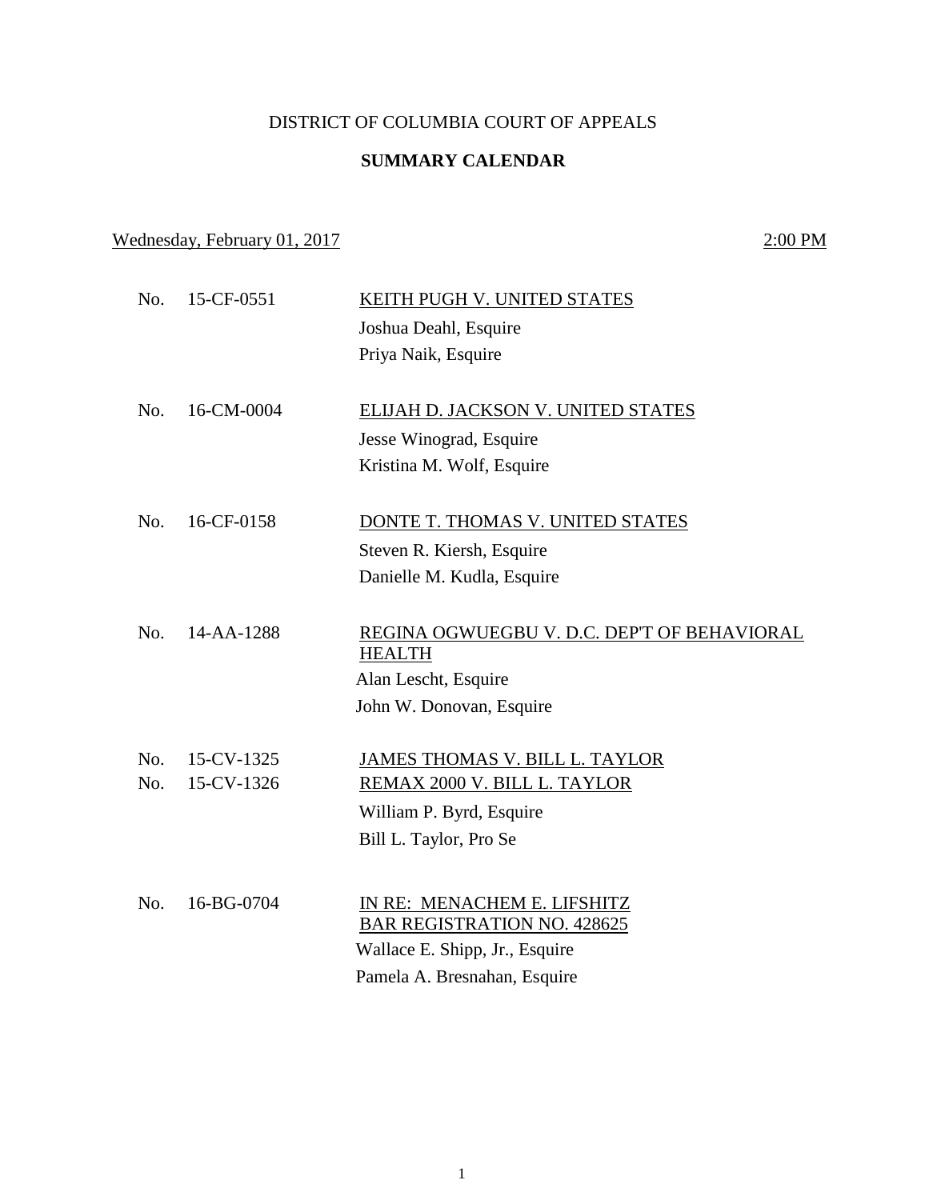# DISTRICT OF COLUMBIA COURT OF APPEALS

## SUMMARY CALENDAR

Wednesday, February 01, 2017 2:00 PM

No. 15-CF-0551 KEITH PUGH V. UNITED STATES
Joshua Deahl, Esquire
Priya Naik, Esquire

No. 16-CM-0004 ELIJAH D. JACKSON V. UNITED STATES
Jesse Winograd, Esquire
Kristina M. Wolf, Esquire

No. 16-CF-0158 DONTE T. THOMAS V. UNITED STATES
Steven R. Kiersh, Esquire
Danielle M. Kudla, Esquire

No. 14-AA-1288 REGINA OGWUEGBU V. D.C. DEP'T OF BEHAVIORAL HEALTH
Alan Lescht, Esquire
John W. Donovan, Esquire

No. 15-CV-1325 JAMES THOMAS V. BILL L. TAYLOR
No. 15-CV-1326 REMAX 2000 V. BILL L. TAYLOR
William P. Byrd, Esquire
Bill L. Taylor, Pro Se

No. 16-BG-0704 IN RE: MENACHEM E. LIFSHITZ BAR REGISTRATION NO. 428625
Wallace E. Shipp, Jr., Esquire
Pamela A. Bresnahan, Esquire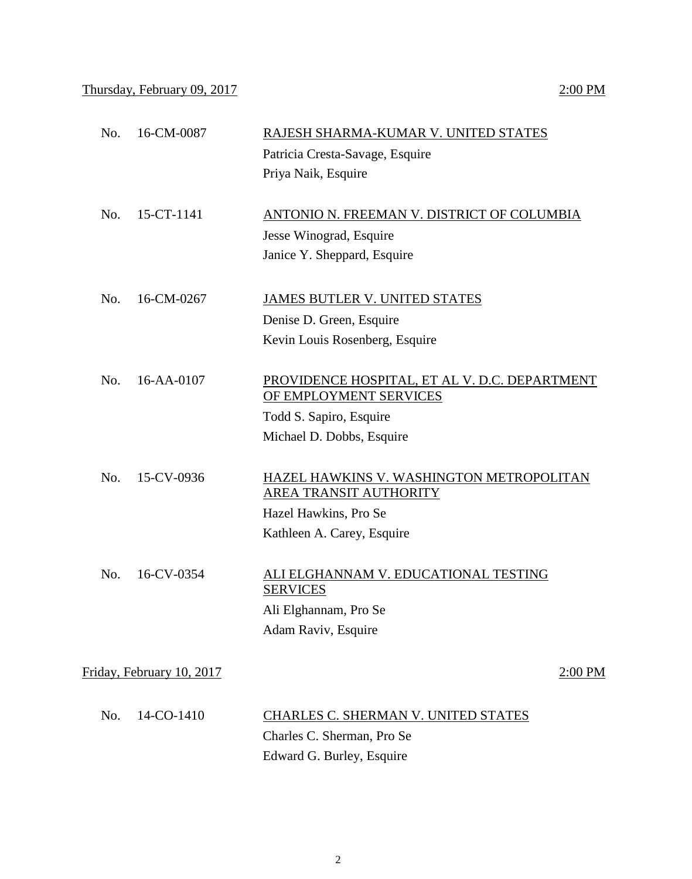Thursday, February 09, 2017 — 2:00 PM

No. 16-CM-0087 — RAJESH SHARMA-KUMAR V. UNITED STATES
Patricia Cresta-Savage, Esquire
Priya Naik, Esquire

No. 15-CT-1141 — ANTONIO N. FREEMAN V. DISTRICT OF COLUMBIA
Jesse Winograd, Esquire
Janice Y. Sheppard, Esquire

No. 16-CM-0267 — JAMES BUTLER V. UNITED STATES
Denise D. Green, Esquire
Kevin Louis Rosenberg, Esquire

No. 16-AA-0107 — PROVIDENCE HOSPITAL, ET AL V. D.C. DEPARTMENT OF EMPLOYMENT SERVICES
Todd S. Sapiro, Esquire
Michael D. Dobbs, Esquire

No. 15-CV-0936 — HAZEL HAWKINS V. WASHINGTON METROPOLITAN AREA TRANSIT AUTHORITY
Hazel Hawkins, Pro Se
Kathleen A. Carey, Esquire

No. 16-CV-0354 — ALI ELGHANNAM V. EDUCATIONAL TESTING SERVICES
Ali Elghannam, Pro Se
Adam Raviv, Esquire

Friday, February 10, 2017 — 2:00 PM

No. 14-CO-1410 — CHARLES C. SHERMAN V. UNITED STATES
Charles C. Sherman, Pro Se
Edward G. Burley, Esquire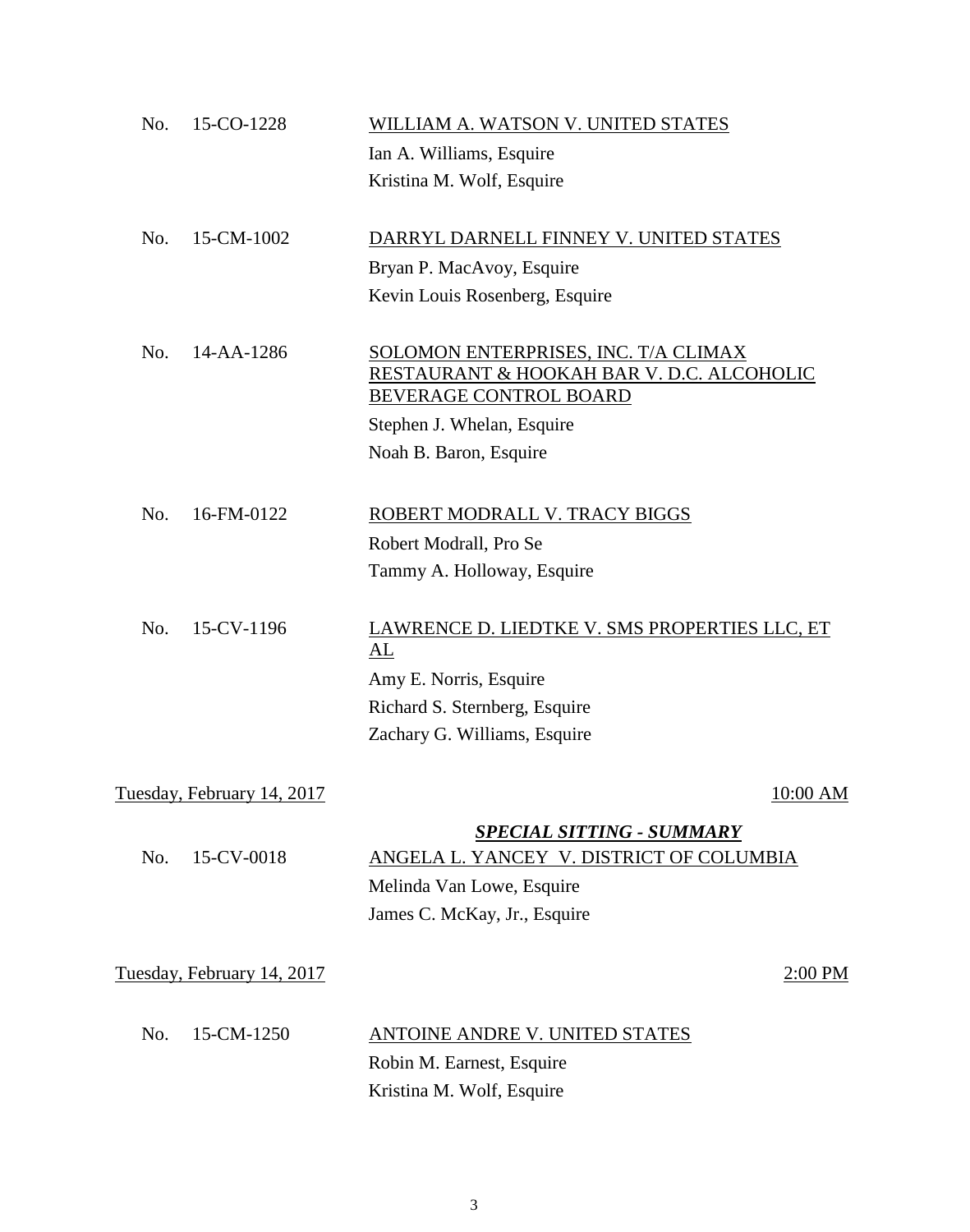No. 15-CO-1228 **WILLIAM A. WATSON V. UNITED STATES**
Ian A. Williams, Esquire
Kristina M. Wolf, Esquire

No. 15-CM-1002 **DARRYL DARNELL FINNEY V. UNITED STATES**
Bryan P. MacAvoy, Esquire
Kevin Louis Rosenberg, Esquire

No. 14-AA-1286 **SOLOMON ENTERPRISES, INC. T/A CLIMAX RESTAURANT & HOOKAH BAR V. D.C. ALCOHOLIC BEVERAGE CONTROL BOARD**
Stephen J. Whelan, Esquire
Noah B. Baron, Esquire

No. 16-FM-0122 **ROBERT MODRALL V. TRACY BIGGS**
Robert Modrall, Pro Se
Tammy A. Holloway, Esquire

No. 15-CV-1196 **LAWRENCE D. LIEDTKE V. SMS PROPERTIES LLC, ET AL**
Amy E. Norris, Esquire
Richard S. Sternberg, Esquire
Zachary G. Williams, Esquire

## Tuesday, February 14, 2017 — 10:00 AM

***SPECIAL SITTING - SUMMARY***

No. 15-CV-0018 **ANGELA L. YANCEY V. DISTRICT OF COLUMBIA**
Melinda Van Lowe, Esquire
James C. McKay, Jr., Esquire

## Tuesday, February 14, 2017 — 2:00 PM

No. 15-CM-1250 **ANTOINE ANDRE V. UNITED STATES**
Robin M. Earnest, Esquire
Kristina M. Wolf, Esquire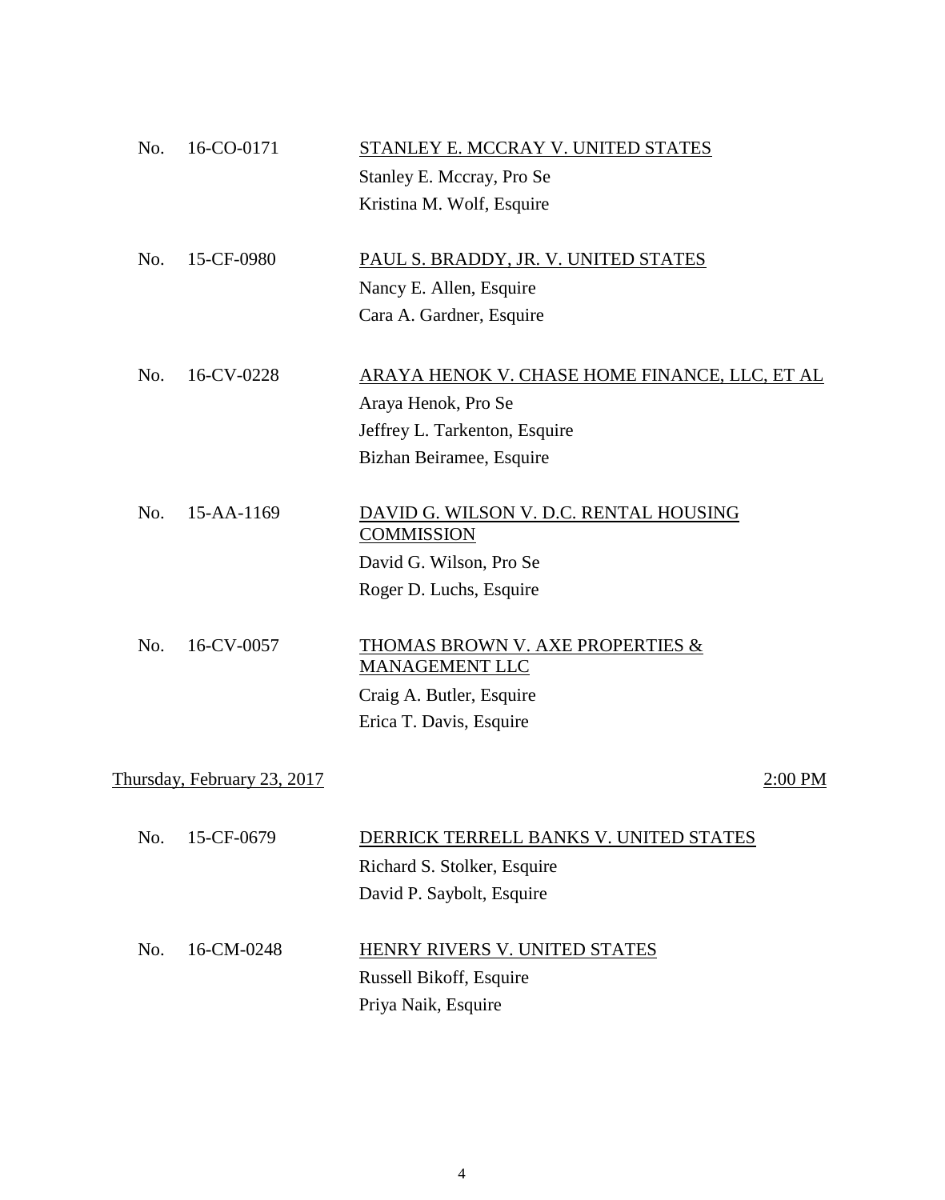No. 16-CO-0171 <u>STANLEY E. MCCRAY V. UNITED STATES</u>
Stanley E. Mccray, Pro Se
Kristina M. Wolf, Esquire

No. 15-CF-0980 <u>PAUL S. BRADDY, JR. V. UNITED STATES</u>
Nancy E. Allen, Esquire
Cara A. Gardner, Esquire

No. 16-CV-0228 <u>ARAYA HENOK V. CHASE HOME FINANCE, LLC, ET AL</u>
Araya Henok, Pro Se
Jeffrey L. Tarkenton, Esquire
Bizhan Beiramee, Esquire

No. 15-AA-1169 <u>DAVID G. WILSON V. D.C. RENTAL HOUSING COMMISSION</u>
David G. Wilson, Pro Se
Roger D. Luchs, Esquire

No. 16-CV-0057 <u>THOMAS BROWN V. AXE PROPERTIES & MANAGEMENT LLC</u>
Craig A. Butler, Esquire
Erica T. Davis, Esquire

<u>Thursday, February 23, 2017</u> <u>2:00 PM</u>

No. 15-CF-0679 <u>DERRICK TERRELL BANKS V. UNITED STATES</u>
Richard S. Stolker, Esquire
David P. Saybolt, Esquire

No. 16-CM-0248 <u>HENRY RIVERS V. UNITED STATES</u>
Russell Bikoff, Esquire
Priya Naik, Esquire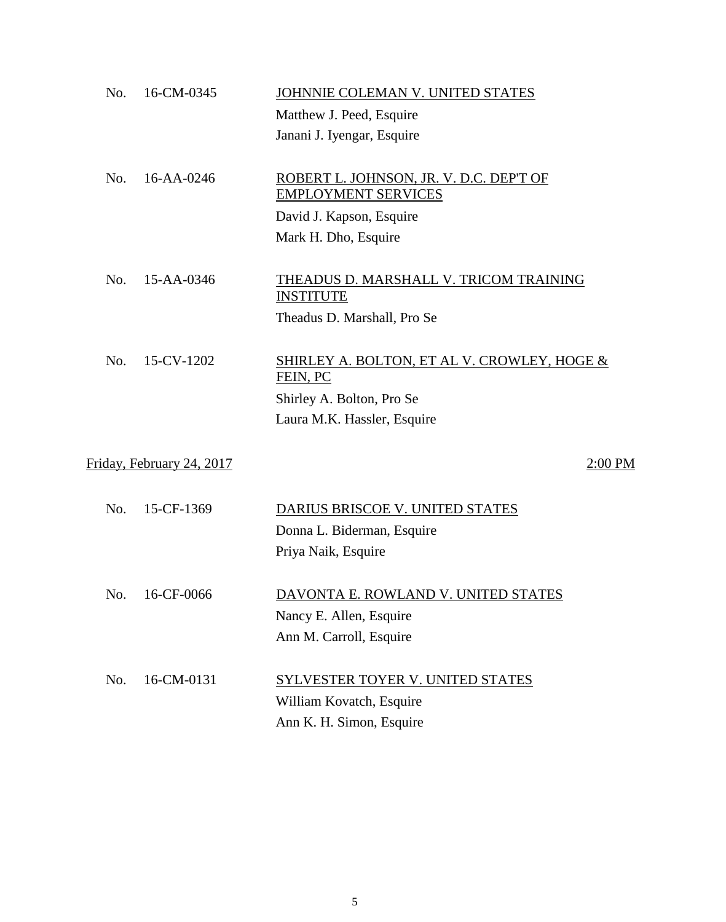No. 16-CM-0345 — <u>JOHNNIE COLEMAN V. UNITED STATES</u>
Matthew J. Peed, Esquire
Janani J. Iyengar, Esquire

No. 16-AA-0246 — <u>ROBERT L. JOHNSON, JR. V. D.C. DEP'T OF EMPLOYMENT SERVICES</u>
David J. Kapson, Esquire
Mark H. Dho, Esquire

No. 15-AA-0346 — <u>THEADUS D. MARSHALL V. TRICOM TRAINING INSTITUTE</u>
Theadus D. Marshall, Pro Se

No. 15-CV-1202 — <u>SHIRLEY A. BOLTON, ET AL V. CROWLEY, HOGE & FEIN, PC</u>
Shirley A. Bolton, Pro Se
Laura M.K. Hassler, Esquire

<u>Friday, February 24, 2017</u> — <u>2:00 PM</u>

No. 15-CF-1369 — <u>DARIUS BRISCOE V. UNITED STATES</u>
Donna L. Biderman, Esquire
Priya Naik, Esquire

No. 16-CF-0066 — <u>DAVONTA E. ROWLAND V. UNITED STATES</u>
Nancy E. Allen, Esquire
Ann M. Carroll, Esquire

No. 16-CM-0131 — <u>SYLVESTER TOYER V. UNITED STATES</u>
William Kovatch, Esquire
Ann K. H. Simon, Esquire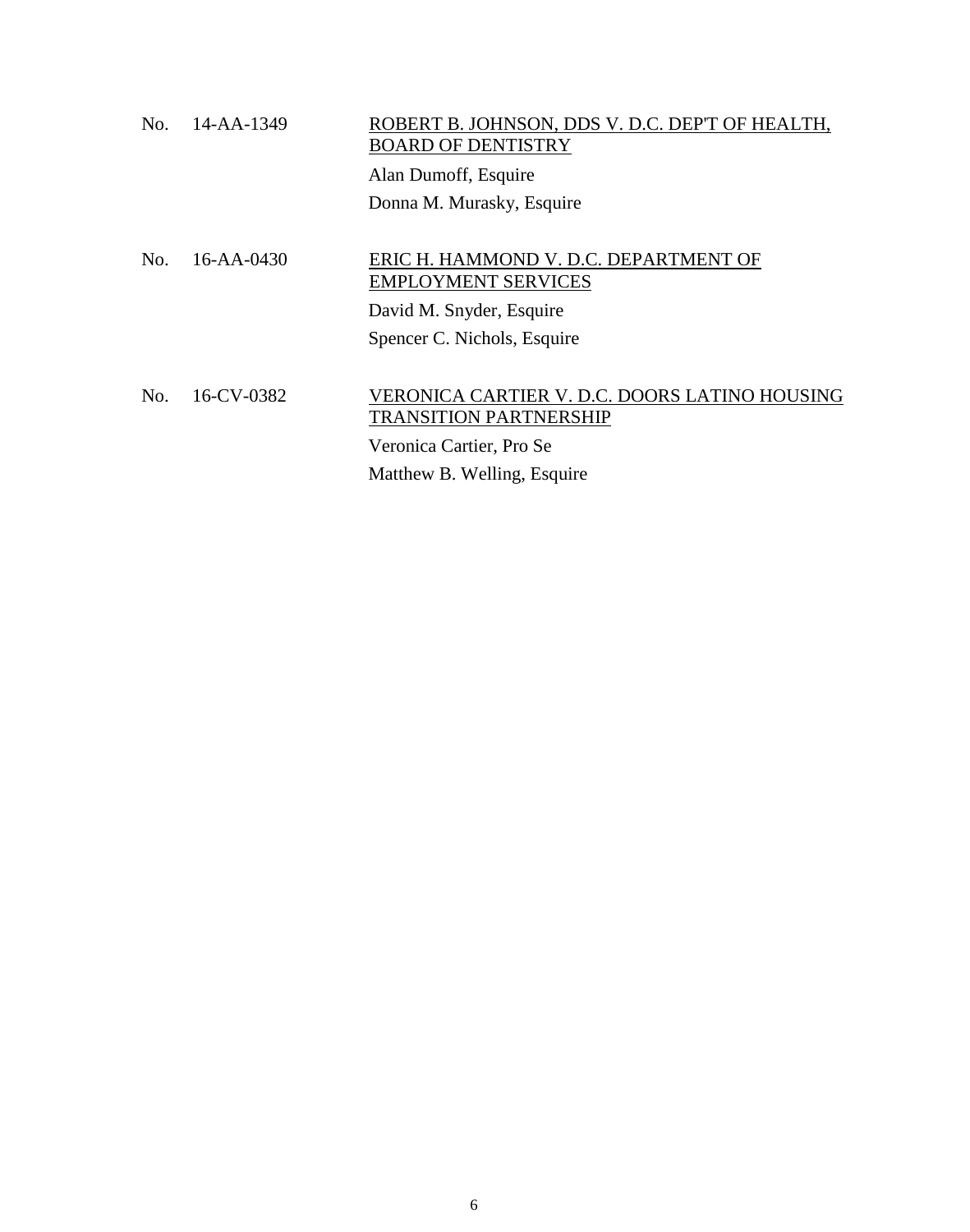No. 14-AA-1349 <u>ROBERT B. JOHNSON, DDS V. D.C. DEP'T OF HEALTH, BOARD OF DENTISTRY</u>

Alan Dumoff, Esquire

Donna M. Murasky, Esquire

No. 16-AA-0430 <u>ERIC H. HAMMOND V. D.C. DEPARTMENT OF EMPLOYMENT SERVICES</u>

David M. Snyder, Esquire

Spencer C. Nichols, Esquire

No. 16-CV-0382 <u>VERONICA CARTIER V. D.C. DOORS LATINO HOUSING TRANSITION PARTNERSHIP</u>

Veronica Cartier, Pro Se

Matthew B. Welling, Esquire